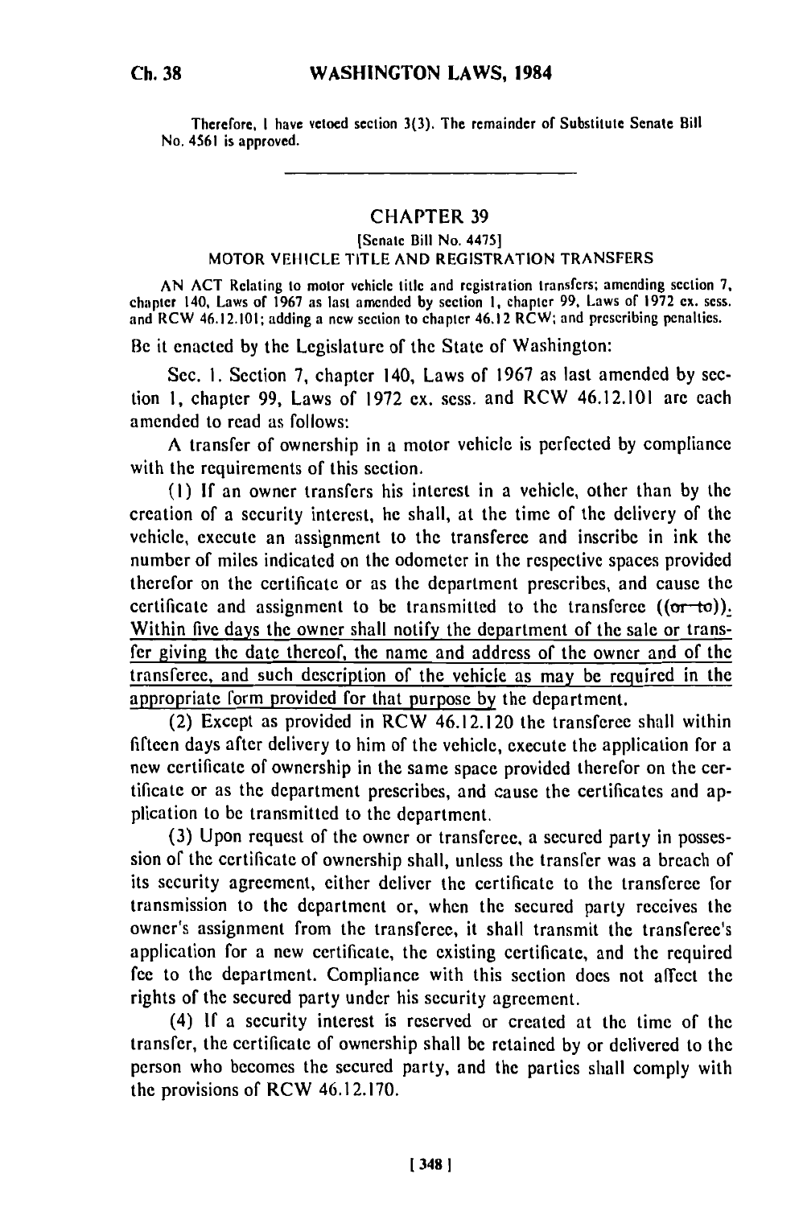Therefore, I have vetoed section 3(3). The remainder of Substitute Senate Bill No. 4561 is approved.

---

## CHAPTER 39

[Senate Bill No. 4475]

MOTOR VEHICLE TITLE AND REGISTRATION TRANSFERS

AN ACT Relating to motor vehicle title and registration transfers; amending section 7, chapter 140, Laws of 1967 as last amended by section 1, chapter 99, Laws of 1972 ex. sess. and RCW 46.12.101; adding a new section to chapter 46.12 RCW; and prescribing penalties.

Be it enacted by the Legislature of the State of Washington:

Sec. 1. Section 7, chapter 140, Laws of 1967 as last amended by section 1, chapter 99, Laws of 1972 ex. sess. and RCW 46.12.101 are each amended to read as follows:

A transfer of ownership in a motor vehicle is perfected by compliance with the requirements of this section.

(1) If an owner transfers his interest in a vehicle, other than by the creation of a security interest, he shall, at the time of the delivery of the vehicle, execute an assignment to the transferee and inscribe in ink the number of miles indicated on the odometer in the respective spaces provided therefor on the certificate or as the department prescribes, and cause the certificate and assignment to be transmitted to the transferee ((~~or to~~)). Within five days the owner shall notify the department of the sale or transfer giving the date thereof, the name and address of the owner and of the transferee, and such description of the vehicle as may be required in the appropriate form provided for that purpose by the department.

(2) Except as provided in RCW 46.12.120 the transferee shall within fifteen days after delivery to him of the vehicle, execute the application for a new certificate of ownership in the same space provided therefor on the certificate or as the department prescribes, and cause the certificates and application to be transmitted to the department.

(3) Upon request of the owner or transferee, a secured party in possession of the certificate of ownership shall, unless the transfer was a breach of its security agreement, either deliver the certificate to the transferee for transmission to the department or, when the secured party receives the owner's assignment from the transferee, it shall transmit the transferee's application for a new certificate, the existing certificate, and the required fee to the department. Compliance with this section does not affect the rights of the secured party under his security agreement.

(4) If a security interest is reserved or created at the time of the transfer, the certificate of ownership shall be retained by or delivered to the person who becomes the secured party, and the parties shall comply with the provisions of RCW 46.12.170.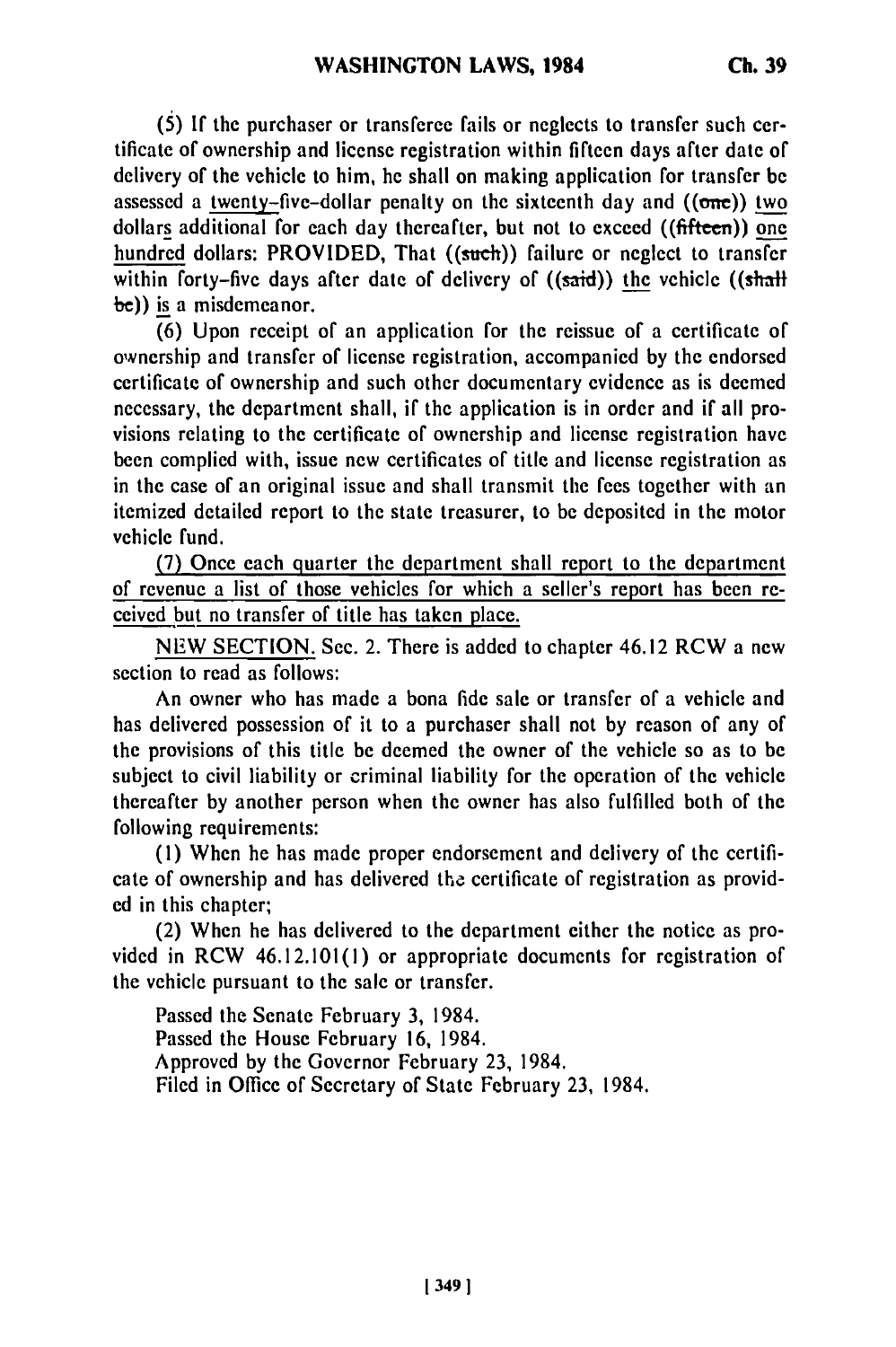(5) If the purchaser or transferee fails or neglects to transfer such certificate of ownership and license registration within fifteen days after date of delivery of the vehicle to him, he shall on making application for transfer be assessed a twenty-five-dollar penalty on the sixteenth day and ((~~one~~)) two dollars additional for each day thereafter, but not to exceed ((~~fifteen~~)) one hundred dollars: PROVIDED, That ((~~such~~)) failure or neglect to transfer within forty-five days after date of delivery of ((~~said~~)) the vehicle ((~~shall be~~)) is a misdemeanor.

(6) Upon receipt of an application for the reissue of a certificate of ownership and transfer of license registration, accompanied by the endorsed certificate of ownership and such other documentary evidence as is deemed necessary, the department shall, if the application is in order and if all provisions relating to the certificate of ownership and license registration have been complied with, issue new certificates of title and license registration as in the case of an original issue and shall transmit the fees together with an itemized detailed report to the state treasurer, to be deposited in the motor vehicle fund.

(7) Once each quarter the department shall report to the department of revenue a list of those vehicles for which a seller's report has been received but no transfer of title has taken place.

NEW SECTION. Sec. 2. There is added to chapter 46.12 RCW a new section to read as follows:

An owner who has made a bona fide sale or transfer of a vehicle and has delivered possession of it to a purchaser shall not by reason of any of the provisions of this title be deemed the owner of the vehicle so as to be subject to civil liability or criminal liability for the operation of the vehicle thereafter by another person when the owner has also fulfilled both of the following requirements:

(1) When he has made proper endorsement and delivery of the certificate of ownership and has delivered the certificate of registration as provided in this chapter;

(2) When he has delivered to the department either the notice as provided in RCW 46.12.101(1) or appropriate documents for registration of the vehicle pursuant to the sale or transfer.

Passed the Senate February 3, 1984.
Passed the House February 16, 1984.
Approved by the Governor February 23, 1984.
Filed in Office of Secretary of State February 23, 1984.